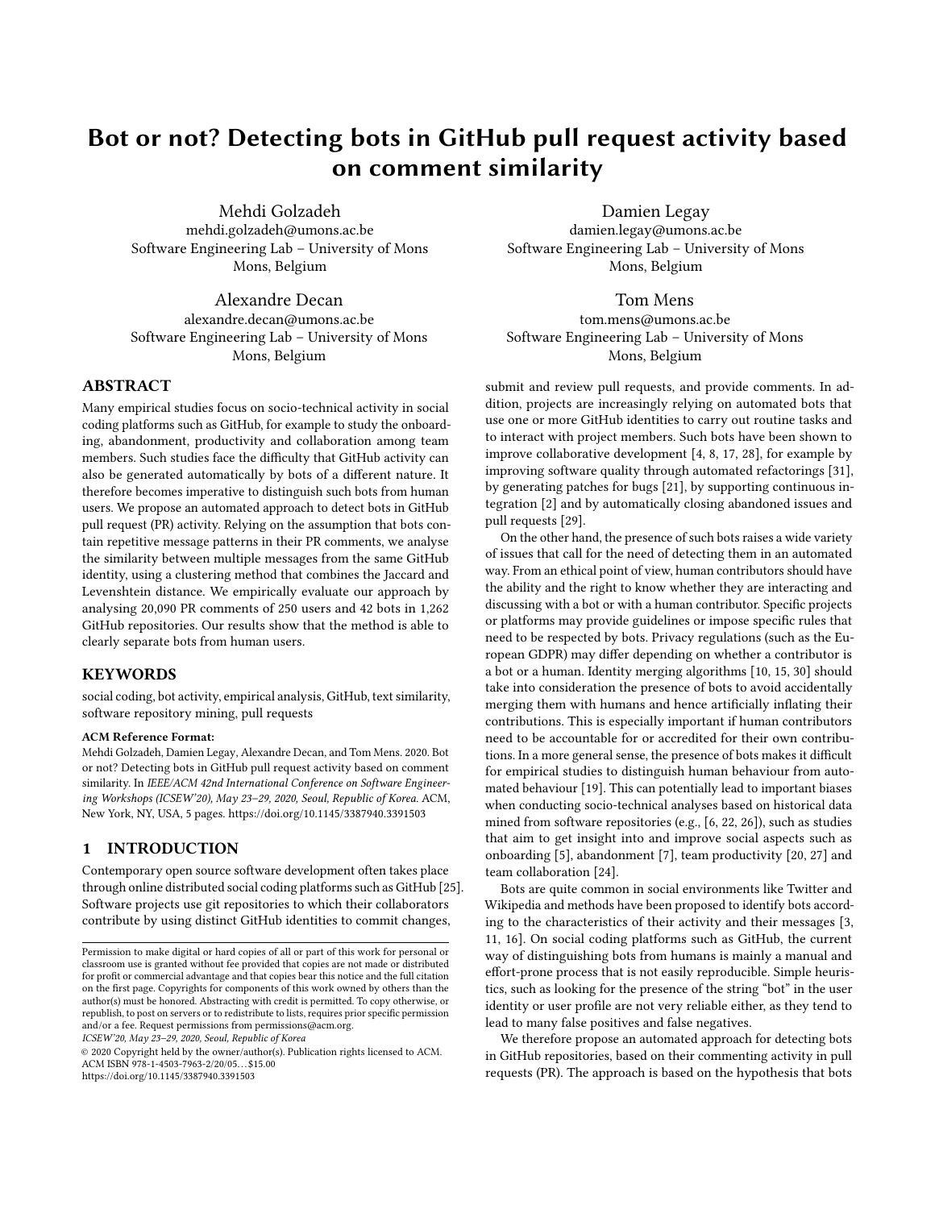# Bot or not? Detecting bots in GitHub pull request activity based on comment similarity

Mehdi Golzadeh
mehdi.golzadeh@umons.ac.be
Software Engineering Lab – University of Mons
Mons, Belgium

Damien Legay
damien.legay@umons.ac.be
Software Engineering Lab – University of Mons
Mons, Belgium

Alexandre Decan
alexandre.decan@umons.ac.be
Software Engineering Lab – University of Mons
Mons, Belgium

Tom Mens
tom.mens@umons.ac.be
Software Engineering Lab – University of Mons
Mons, Belgium

## ABSTRACT

Many empirical studies focus on socio-technical activity in social coding platforms such as GitHub, for example to study the onboarding, abandonment, productivity and collaboration among team members. Such studies face the difficulty that GitHub activity can also be generated automatically by bots of a different nature. It therefore becomes imperative to distinguish such bots from human users. We propose an automated approach to detect bots in GitHub pull request (PR) activity. Relying on the assumption that bots contain repetitive message patterns in their PR comments, we analyse the similarity between multiple messages from the same GitHub identity, using a clustering method that combines the Jaccard and Levenshtein distance. We empirically evaluate our approach by analysing 20,090 PR comments of 250 users and 42 bots in 1,262 GitHub repositories. Our results show that the method is able to clearly separate bots from human users.

## KEYWORDS

social coding, bot activity, empirical analysis, GitHub, text similarity, software repository mining, pull requests

**ACM Reference Format:**
Mehdi Golzadeh, Damien Legay, Alexandre Decan, and Tom Mens. 2020. Bot or not? Detecting bots in GitHub pull request activity based on comment similarity. In *IEEE/ACM 42nd International Conference on Software Engineering Workshops (ICSEW'20), May 23–29, 2020, Seoul, Republic of Korea.* ACM, New York, NY, USA, 5 pages. https://doi.org/10.1145/3387940.3391503

## 1 INTRODUCTION

Contemporary open source software development often takes place through online distributed social coding platforms such as GitHub [25]. Software projects use git repositories to which their collaborators contribute by using distinct GitHub identities to commit changes, submit and review pull requests, and provide comments. In addition, projects are increasingly relying on automated bots that use one or more GitHub identities to carry out routine tasks and to interact with project members. Such bots have been shown to improve collaborative development [4, 8, 17, 28], for example by improving software quality through automated refactorings [31], by generating patches for bugs [21], by supporting continuous integration [2] and by automatically closing abandoned issues and pull requests [29].

On the other hand, the presence of such bots raises a wide variety of issues that call for the need of detecting them in an automated way. From an ethical point of view, human contributors should have the ability and the right to know whether they are interacting and discussing with a bot or with a human contributor. Specific projects or platforms may provide guidelines or impose specific rules that need to be respected by bots. Privacy regulations (such as the European GDPR) may differ depending on whether a contributor is a bot or a human. Identity merging algorithms [10, 15, 30] should take into consideration the presence of bots to avoid accidentally merging them with humans and hence artificially inflating their contributions. This is especially important if human contributors need to be accountable for or accredited for their own contributions. In a more general sense, the presence of bots makes it difficult for empirical studies to distinguish human behaviour from automated behaviour [19]. This can potentially lead to important biases when conducting socio-technical analyses based on historical data mined from software repositories (e.g., [6, 22, 26]), such as studies that aim to get insight into and improve social aspects such as onboarding [5], abandonment [7], team productivity [20, 27] and team collaboration [24].

Bots are quite common in social environments like Twitter and Wikipedia and methods have been proposed to identify bots according to the characteristics of their activity and their messages [3, 11, 16]. On social coding platforms such as GitHub, the current way of distinguishing bots from humans is mainly a manual and effort-prone process that is not easily reproducible. Simple heuristics, such as looking for the presence of the string "bot" in the user identity or user profile are not very reliable either, as they tend to lead to many false positives and false negatives.

We therefore propose an automated approach for detecting bots in GitHub repositories, based on their commenting activity in pull requests (PR). The approach is based on the hypothesis that bots

---

Permission to make digital or hard copies of all or part of this work for personal or classroom use is granted without fee provided that copies are not made or distributed for profit or commercial advantage and that copies bear this notice and the full citation on the first page. Copyrights for components of this work owned by others than the author(s) must be honored. Abstracting with credit is permitted. To copy otherwise, or republish, to post on servers or to redistribute to lists, requires prior specific permission and/or a fee. Request permissions from permissions@acm.org.
*ICSEW'20, May 23–29, 2020, Seoul, Republic of Korea*
© 2020 Copyright held by the owner/author(s). Publication rights licensed to ACM.
ACM ISBN 978-1-4503-7963-2/20/05...$15.00
https://doi.org/10.1145/3387940.3391503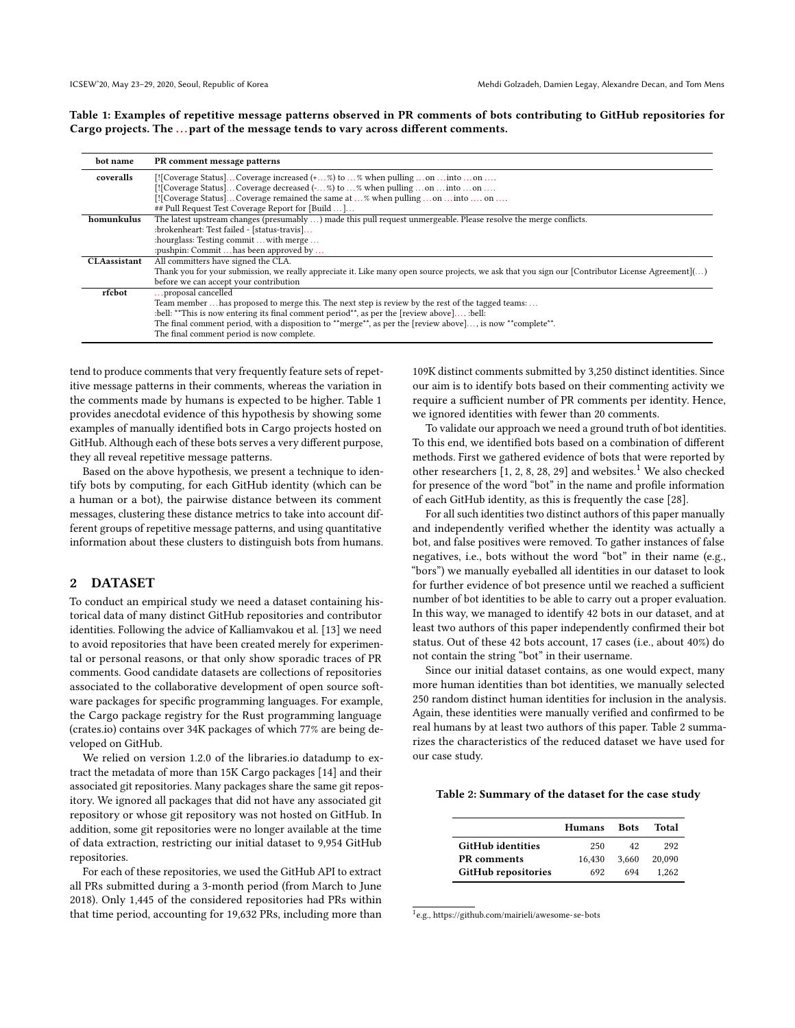**Table 1: Examples of repetitive message patterns observed in PR comments of bots contributing to GitHub repositories for Cargo projects. The … part of the message tends to vary across different comments.**

| bot name | PR comment message patterns |
|---|---|
| coveralls | [![Coverage Status]…Coverage increased (+…%) to …% when pulling …on …into …on ….<br>[![Coverage Status]…Coverage decreased (-…%) to …% when pulling …on …into …on ….<br>[![Coverage Status]…Coverage remained the same at …% when pulling …on …into …. on ….<br>## Pull Request Test Coverage Report for [Build …]… |
| homunkulus | The latest upstream changes (presumably …) made this pull request unmergeable. Please resolve the merge conflicts.<br>:brokenheart: Test failed - [status-travis]…<br>:hourglass: Testing commit …with merge …<br>:pushpin: Commit …has been approved by … |
| CLAassistant | All committers have signed the CLA.<br>Thank you for your submission, we really appreciate it. Like many open source projects, we ask that you sign our [Contributor License Agreement](…) before we can accept your contribution |
| rfcbot | …proposal cancelled<br>Team member …has proposed to merge this. The next step is review by the rest of the tagged teams: …<br>:bell: **This is now entering its final comment period**, as per the [review above]…. :bell:<br>The final comment period, with a disposition to **merge**, as per the [review above]…, is now **complete**.<br>The final comment period is now complete. |

tend to produce comments that very frequently feature sets of repetitive message patterns in their comments, whereas the variation in the comments made by humans is expected to be higher. Table 1 provides anecdotal evidence of this hypothesis by showing some examples of manually identified bots in Cargo projects hosted on GitHub. Although each of these bots serves a very different purpose, they all reveal repetitive message patterns.

Based on the above hypothesis, we present a technique to identify bots by computing, for each GitHub identity (which can be a human or a bot), the pairwise distance between its comment messages, clustering these distance metrics to take into account different groups of repetitive message patterns, and using quantitative information about these clusters to distinguish bots from humans.

## 2 DATASET

To conduct an empirical study we need a dataset containing historical data of many distinct GitHub repositories and contributor identities. Following the advice of Kalliamvakou et al. [13] we need to avoid repositories that have been created merely for experimental or personal reasons, or that only show sporadic traces of PR comments. Good candidate datasets are collections of repositories associated to the collaborative development of open source software packages for specific programming languages. For example, the Cargo package registry for the Rust programming language (crates.io) contains over 34K packages of which 77% are being developed on GitHub.

We relied on version 1.2.0 of the libraries.io datadump to extract the metadata of more than 15K Cargo packages [14] and their associated git repositories. Many packages share the same git repository. We ignored all packages that did not have any associated git repository or whose git repository was not hosted on GitHub. In addition, some git repositories were no longer available at the time of data extraction, restricting our initial dataset to 9,954 GitHub repositories.

For each of these repositories, we used the GitHub API to extract all PRs submitted during a 3-month period (from March to June 2018). Only 1,445 of the considered repositories had PRs within that time period, accounting for 19,632 PRs, including more than 109K distinct comments submitted by 3,250 distinct identities. Since our aim is to identify bots based on their commenting activity we require a sufficient number of PR comments per identity. Hence, we ignored identities with fewer than 20 comments.

To validate our approach we need a ground truth of bot identities. To this end, we identified bots based on a combination of different methods. First we gathered evidence of bots that were reported by other researchers [1, 2, 8, 28, 29] and websites.[1] We also checked for presence of the word "bot" in the name and profile information of each GitHub identity, as this is frequently the case [28].

For all such identities two distinct authors of this paper manually and independently verified whether the identity was actually a bot, and false positives were removed. To gather instances of false negatives, i.e., bots without the word "bot" in their name (e.g., "bors") we manually eyeballed all identities in our dataset to look for further evidence of bot presence until we reached a sufficient number of bot identities to be able to carry out a proper evaluation. In this way, we managed to identify 42 bots in our dataset, and at least two authors of this paper independently confirmed their bot status. Out of these 42 bots account, 17 cases (i.e., about 40%) do not contain the string "bot" in their username.

Since our initial dataset contains, as one would expect, many more human identities than bot identities, we manually selected 250 random distinct human identities for inclusion in the analysis. Again, these identities were manually verified and confirmed to be real humans by at least two authors of this paper. Table 2 summarizes the characteristics of the reduced dataset we have used for our case study.

**Table 2: Summary of the dataset for the case study**

| | Humans | Bots | Total |
|---|---|---|---|
| **GitHub identities** | 250 | 42 | 292 |
| **PR comments** | 16,430 | 3,660 | 20,090 |
| **GitHub repositories** | 692 | 694 | 1,262 |

[1] e.g., https://github.com/mairieli/awesome-se-bots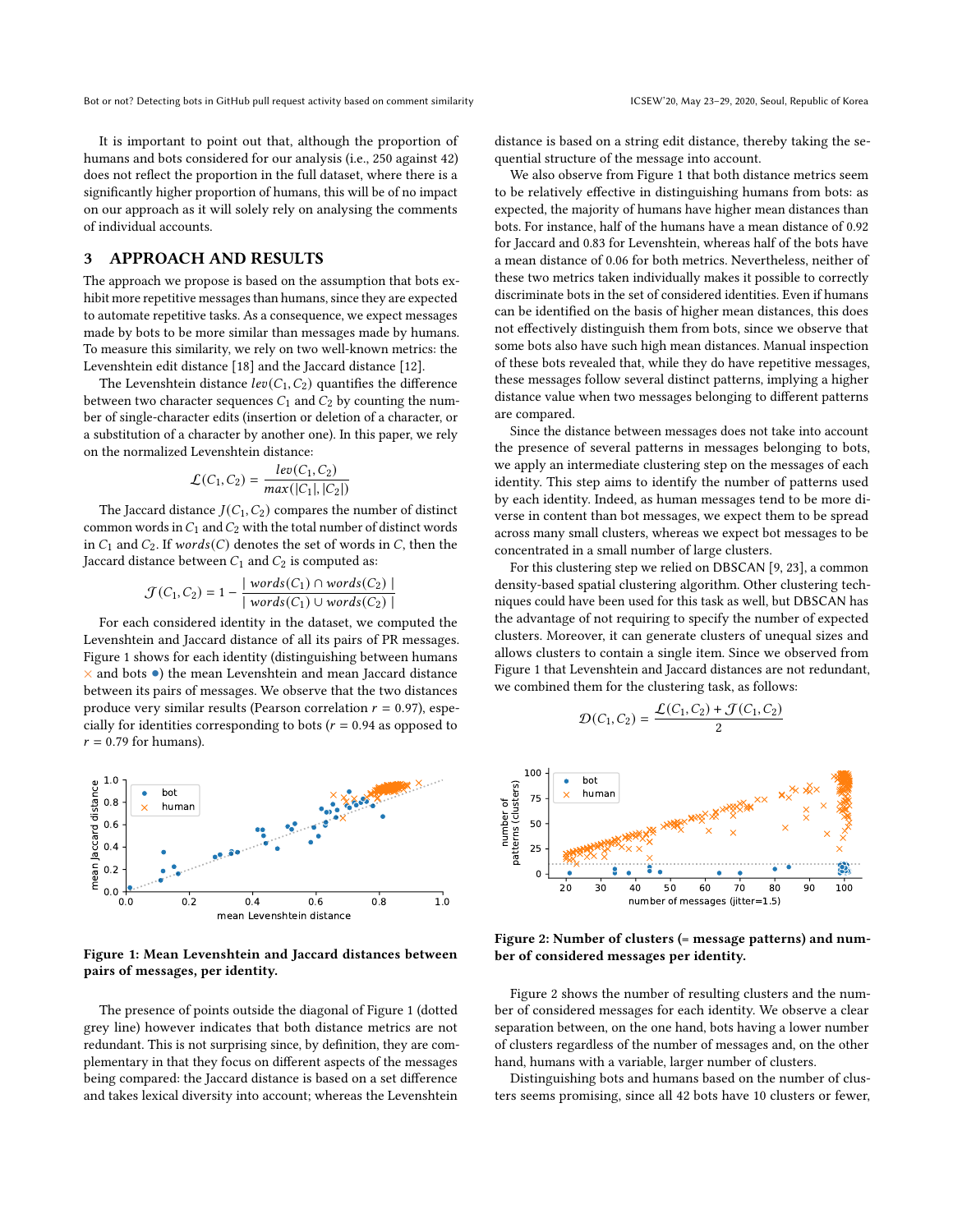It is important to point out that, although the proportion of humans and bots considered for our analysis (i.e., 250 against 42) does not reflect the proportion in the full dataset, where there is a significantly higher proportion of humans, this will be of no impact on our approach as it will solely rely on analysing the comments of individual accounts.

## 3 APPROACH AND RESULTS

The approach we propose is based on the assumption that bots exhibit more repetitive messages than humans, since they are expected to automate repetitive tasks. As a consequence, we expect messages made by bots to be more similar than messages made by humans. To measure this similarity, we rely on two well-known metrics: the Levenshtein edit distance [18] and the Jaccard distance [12].

The Levenshtein distance $lev(C_1, C_2)$ quantifies the difference between two character sequences $C_1$ and $C_2$ by counting the number of single-character edits (insertion or deletion of a character, or a substitution of a character by another one). In this paper, we rely on the normalized Levenshtein distance:

$$\mathcal{L}(C_1, C_2) = \frac{lev(C_1, C_2)}{max(|C_1|, |C_2|)}$$

The Jaccard distance $J(C_1, C_2)$ compares the number of distinct common words in $C_1$ and $C_2$ with the total number of distinct words in $C_1$ and $C_2$. If $words(C)$ denotes the set of words in $C$, then the Jaccard distance between $C_1$ and $C_2$ is computed as:

$$\mathcal{J}(C_1, C_2) = 1 - \frac{|\ words(C_1) \cap words(C_2)\ |}{|\ words(C_1) \cup words(C_2)\ |}$$

For each considered identity in the dataset, we computed the Levenshtein and Jaccard distance of all its pairs of PR messages. Figure 1 shows for each identity (distinguishing between humans × and bots •) the mean Levenshtein and mean Jaccard distance between its pairs of messages. We observe that the two distances produce very similar results (Pearson correlation $r = 0.97$), especially for identities corresponding to bots ($r = 0.94$ as opposed to $r = 0.79$ for humans).

**Figure 1: Mean Levenshtein and Jaccard distances between pairs of messages, per identity.**

The presence of points outside the diagonal of Figure 1 (dotted grey line) however indicates that both distance metrics are not redundant. This is not surprising since, by definition, they are complementary in that they focus on different aspects of the messages being compared: the Jaccard distance is based on a set difference and takes lexical diversity into account; whereas the Levenshtein distance is based on a string edit distance, thereby taking the sequential structure of the message into account.

We also observe from Figure 1 that both distance metrics seem to be relatively effective in distinguishing humans from bots: as expected, the majority of humans have higher mean distances than bots. For instance, half of the humans have a mean distance of 0.92 for Jaccard and 0.83 for Levenshtein, whereas half of the bots have a mean distance of 0.06 for both metrics. Nevertheless, neither of these two metrics taken individually makes it possible to correctly discriminate bots in the set of considered identities. Even if humans can be identified on the basis of higher mean distances, this does not effectively distinguish them from bots, since we observe that some bots also have such high mean distances. Manual inspection of these bots revealed that, while they do have repetitive messages, these messages follow several distinct patterns, implying a higher distance value when two messages belonging to different patterns are compared.

Since the distance between messages does not take into account the presence of several patterns in messages belonging to bots, we apply an intermediate clustering step on the messages of each identity. This step aims to identify the number of patterns used by each identity. Indeed, as human messages tend to be more diverse in content than bot messages, we expect them to be spread across many small clusters, whereas we expect bot messages to be concentrated in a small number of large clusters.

For this clustering step we relied on DBSCAN [9, 23], a common density-based spatial clustering algorithm. Other clustering techniques could have been used for this task as well, but DBSCAN has the advantage of not requiring to specify the number of expected clusters. Moreover, it can generate clusters of unequal sizes and allows clusters to contain a single item. Since we observed from Figure 1 that Levenshtein and Jaccard distances are not redundant, we combined them for the clustering task, as follows:

$$\mathcal{D}(C_1, C_2) = \frac{\mathcal{L}(C_1, C_2) + \mathcal{J}(C_1, C_2)}{2}$$

**Figure 2: Number of clusters (= message patterns) and number of considered messages per identity.**

Figure 2 shows the number of resulting clusters and the number of considered messages for each identity. We observe a clear separation between, on the one hand, bots having a lower number of clusters regardless of the number of messages and, on the other hand, humans with a variable, larger number of clusters.

Distinguishing bots and humans based on the number of clusters seems promising, since all 42 bots have 10 clusters or fewer,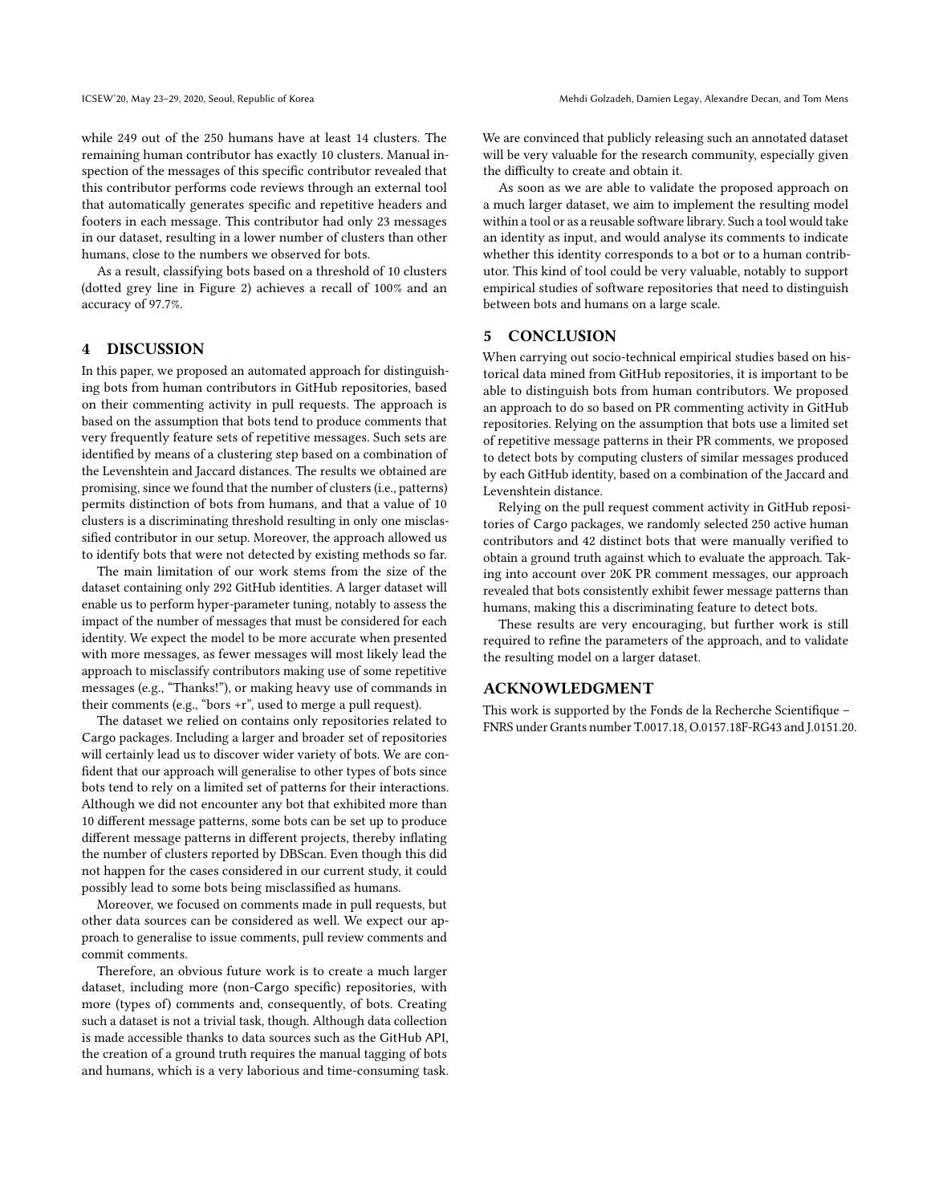while 249 out of the 250 humans have at least 14 clusters. The remaining human contributor has exactly 10 clusters. Manual inspection of the messages of this specific contributor revealed that this contributor performs code reviews through an external tool that automatically generates specific and repetitive headers and footers in each message. This contributor had only 23 messages in our dataset, resulting in a lower number of clusters than other humans, close to the numbers we observed for bots.

As a result, classifying bots based on a threshold of 10 clusters (dotted grey line in Figure 2) achieves a recall of 100% and an accuracy of 97.7%.

## 4 DISCUSSION

In this paper, we proposed an automated approach for distinguishing bots from human contributors in GitHub repositories, based on their commenting activity in pull requests. The approach is based on the assumption that bots tend to produce comments that very frequently feature sets of repetitive messages. Such sets are identified by means of a clustering step based on a combination of the Levenshtein and Jaccard distances. The results we obtained are promising, since we found that the number of clusters (i.e., patterns) permits distinction of bots from humans, and that a value of 10 clusters is a discriminating threshold resulting in only one misclassified contributor in our setup. Moreover, the approach allowed us to identify bots that were not detected by existing methods so far.

The main limitation of our work stems from the size of the dataset containing only 292 GitHub identities. A larger dataset will enable us to perform hyper-parameter tuning, notably to assess the impact of the number of messages that must be considered for each identity. We expect the model to be more accurate when presented with more messages, as fewer messages will most likely lead the approach to misclassify contributors making use of some repetitive messages (e.g., "Thanks!"), or making heavy use of commands in their comments (e.g., "bors +r", used to merge a pull request).

The dataset we relied on contains only repositories related to Cargo packages. Including a larger and broader set of repositories will certainly lead us to discover wider variety of bots. We are confident that our approach will generalise to other types of bots since bots tend to rely on a limited set of patterns for their interactions. Although we did not encounter any bot that exhibited more than 10 different message patterns, some bots can be set up to produce different message patterns in different projects, thereby inflating the number of clusters reported by DBScan. Even though this did not happen for the cases considered in our current study, it could possibly lead to some bots being misclassified as humans.

Moreover, we focused on comments made in pull requests, but other data sources can be considered as well. We expect our approach to generalise to issue comments, pull review comments and commit comments.

Therefore, an obvious future work is to create a much larger dataset, including more (non-Cargo specific) repositories, with more (types of) comments and, consequently, of bots. Creating such a dataset is not a trivial task, though. Although data collection is made accessible thanks to data sources such as the GitHub API, the creation of a ground truth requires the manual tagging of bots and humans, which is a very laborious and time-consuming task. We are convinced that publicly releasing such an annotated dataset will be very valuable for the research community, especially given the difficulty to create and obtain it.

As soon as we are able to validate the proposed approach on a much larger dataset, we aim to implement the resulting model within a tool or as a reusable software library. Such a tool would take an identity as input, and would analyse its comments to indicate whether this identity corresponds to a bot or to a human contributor. This kind of tool could be very valuable, notably to support empirical studies of software repositories that need to distinguish between bots and humans on a large scale.

## 5 CONCLUSION

When carrying out socio-technical empirical studies based on historical data mined from GitHub repositories, it is important to be able to distinguish bots from human contributors. We proposed an approach to do so based on PR commenting activity in GitHub repositories. Relying on the assumption that bots use a limited set of repetitive message patterns in their PR comments, we proposed to detect bots by computing clusters of similar messages produced by each GitHub identity, based on a combination of the Jaccard and Levenshtein distance.

Relying on the pull request comment activity in GitHub repositories of Cargo packages, we randomly selected 250 active human contributors and 42 distinct bots that were manually verified to obtain a ground truth against which to evaluate the approach. Taking into account over 20K PR comment messages, our approach revealed that bots consistently exhibit fewer message patterns than humans, making this a discriminating feature to detect bots.

These results are very encouraging, but further work is still required to refine the parameters of the approach, and to validate the resulting model on a larger dataset.

## ACKNOWLEDGMENT

This work is supported by the Fonds de la Recherche Scientifique – FNRS under Grants number T.0017.18, O.0157.18F-RG43 and J.0151.20.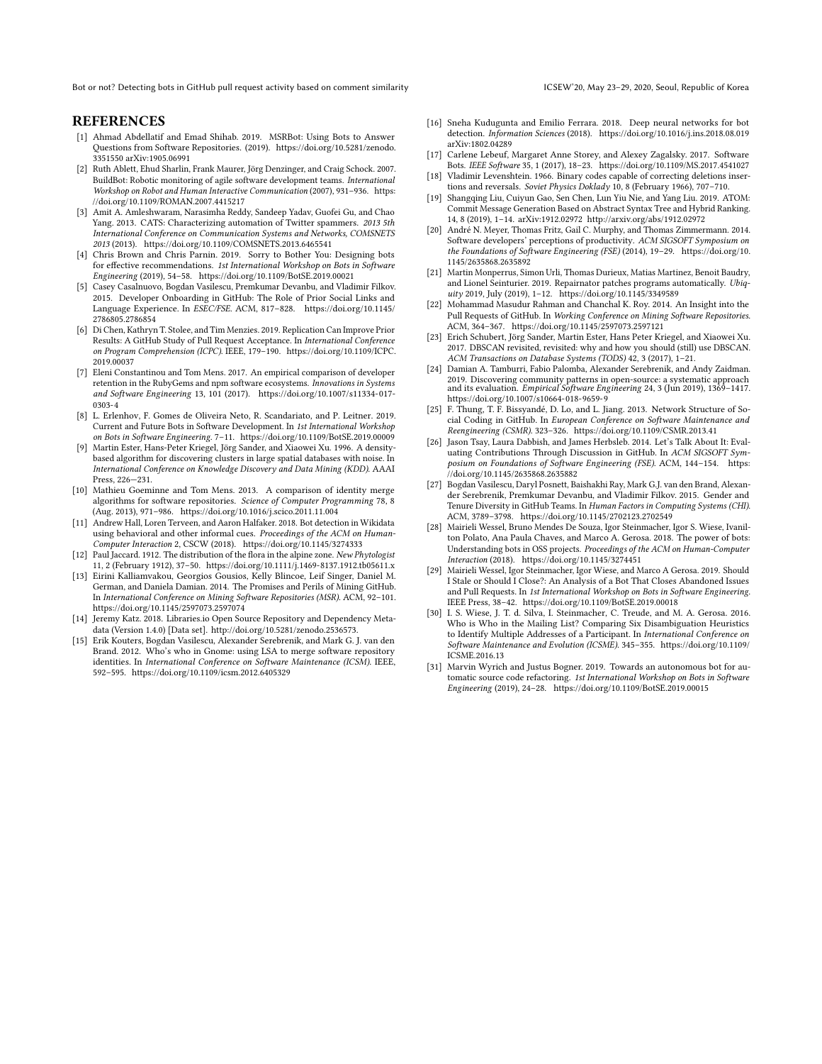## REFERENCES

[1] Ahmad Abdellatif and Emad Shihab. 2019. MSRBot: Using Bots to Answer Questions from Software Repositories. (2019). https://doi.org/10.5281/zenodo.3351550 arXiv:1905.06991

[2] Ruth Ablett, Ehud Sharlin, Frank Maurer, Jörg Denzinger, and Craig Schock. 2007. BuildBot: Robotic monitoring of agile software development teams. *International Workshop on Robot and Human Interactive Communication* (2007), 931–936. https://doi.org/10.1109/ROMAN.2007.4415217

[3] Amit A. Amleshwaram, Narasimha Reddy, Sandeep Yadav, Guofei Gu, and Chao Yang. 2013. CATS: Characterizing automation of Twitter spammers. *2013 5th International Conference on Communication Systems and Networks, COMSNETS 2013* (2013). https://doi.org/10.1109/COMSNETS.2013.6465541

[4] Chris Brown and Chris Parnin. 2019. Sorry to Bother You: Designing bots for effective recommendations. *1st International Workshop on Bots in Software Engineering* (2019), 54–58. https://doi.org/10.1109/BotSE.2019.00021

[5] Casey Casalnuovo, Bogdan Vasilescu, Premkumar Devanbu, and Vladimir Filkov. 2015. Developer Onboarding in GitHub: The Role of Prior Social Links and Language Experience. In *ESEC/FSE*. ACM, 817–828. https://doi.org/10.1145/2786805.2786854

[6] Di Chen, Kathryn T. Stolee, and Tim Menzies. 2019. Replication Can Improve Prior Results: A GitHub Study of Pull Request Acceptance. In *International Conference on Program Comprehension (ICPC)*. IEEE, 179–190. https://doi.org/10.1109/ICPC.2019.00037

[7] Eleni Constantinou and Tom Mens. 2017. An empirical comparison of developer retention in the RubyGems and npm software ecosystems. *Innovations in Systems and Software Engineering* 13, 101 (2017). https://doi.org/10.1007/s11334-017-0303-4

[8] L. Erlenhov, F. Gomes de Oliveira Neto, R. Scandariato, and P. Leitner. 2019. Current and Future Bots in Software Development. In *1st International Workshop on Bots in Software Engineering*. 7–11. https://doi.org/10.1109/BotSE.2019.00009

[9] Martin Ester, Hans-Peter Kriegel, Jörg Sander, and Xiaowei Xu. 1996. A density-based algorithm for discovering clusters in large spatial databases with noise. In *International Conference on Knowledge Discovery and Data Mining (KDD)*. AAAI Press, 226—231.

[10] Mathieu Goeminne and Tom Mens. 2013. A comparison of identity merge algorithms for software repositories. *Science of Computer Programming* 78, 8 (Aug. 2013), 971–986. https://doi.org/10.1016/j.scico.2011.11.004

[11] Andrew Hall, Loren Terveen, and Aaron Halfaker. 2018. Bot detection in Wikidata using behavioral and other informal cues. *Proceedings of the ACM on Human-Computer Interaction* 2, CSCW (2018). https://doi.org/10.1145/3274333

[12] Paul Jaccard. 1912. The distribution of the flora in the alpine zone. *New Phytologist* 11, 2 (February 1912), 37–50. https://doi.org/10.1111/j.1469-8137.1912.tb05611.x

[13] Eirini Kalliamvakou, Georgios Gousios, Kelly Blincoe, Leif Singer, Daniel M. German, and Daniela Damian. 2014. The Promises and Perils of Mining GitHub. In *International Conference on Mining Software Repositories (MSR)*. ACM, 92–101. https://doi.org/10.1145/2597073.2597074

[14] Jeremy Katz. 2018. Libraries.io Open Source Repository and Dependency Metadata (Version 1.4.0) [Data set]. http://doi.org/10.5281/zenodo.2536573.

[15] Erik Kouters, Bogdan Vasilescu, Alexander Serebrenik, and Mark G. J. van den Brand. 2012. Who's who in Gnome: using LSA to merge software repository identities. In *International Conference on Software Maintenance (ICSM)*. IEEE, 592–595. https://doi.org/10.1109/icsm.2012.6405329

[16] Sneha Kudugunta and Emilio Ferrara. 2018. Deep neural networks for bot detection. *Information Sciences* (2018). https://doi.org/10.1016/j.ins.2018.08.019 arXiv:1802.04289

[17] Carlene Lebeuf, Margaret Anne Storey, and Alexey Zagalsky. 2017. Software Bots. *IEEE Software* 35, 1 (2017), 18–23. https://doi.org/10.1109/MS.2017.4541027

[18] Vladimir Levenshtein. 1966. Binary codes capable of correcting deletions insertions and reversals. *Soviet Physics Doklady* 10, 8 (February 1966), 707–710.

[19] Shangqing Liu, Cuiyun Gao, Sen Chen, Lun Yiu Nie, and Yang Liu. 2019. ATOM: Commit Message Generation Based on Abstract Syntax Tree and Hybrid Ranking. 14, 8 (2019), 1–14. arXiv:1912.02972 http://arxiv.org/abs/1912.02972

[20] André N. Meyer, Thomas Fritz, Gail C. Murphy, and Thomas Zimmermann. 2014. Software developers' perceptions of productivity. *ACM SIGSOFT Symposium on the Foundations of Software Engineering (FSE)* (2014), 19–29. https://doi.org/10.1145/2635868.2635892

[21] Martin Monperrus, Simon Urli, Thomas Durieux, Matias Martinez, Benoit Baudry, and Lionel Seinturier. 2019. Repairnator patches programs automatically. *Ubiquity* 2019, July (2019), 1–12. https://doi.org/10.1145/3349589

[22] Mohammad Masudur Rahman and Chanchal K. Roy. 2014. An Insight into the Pull Requests of GitHub. In *Working Conference on Mining Software Repositories*. ACM, 364–367. https://doi.org/10.1145/2597073.2597121

[23] Erich Schubert, Jörg Sander, Martin Ester, Hans Peter Kriegel, and Xiaowei Xu. 2017. DBSCAN revisited, revisited: why and how you should (still) use DBSCAN. *ACM Transactions on Database Systems (TODS)* 42, 3 (2017), 1–21.

[24] Damian A. Tamburri, Fabio Palomba, Alexander Serebrenik, and Andy Zaidman. 2019. Discovering community patterns in open-source: a systematic approach and its evaluation. *Empirical Software Engineering* 24, 3 (Jun 2019), 1369–1417. https://doi.org/10.1007/s10664-018-9659-9

[25] F. Thung, T. F. Bissyandé, D. Lo, and L. Jiang. 2013. Network Structure of Social Coding in GitHub. In *European Conference on Software Maintenance and Reengineering (CSMR)*. 323–326. https://doi.org/10.1109/CSMR.2013.41

[26] Jason Tsay, Laura Dabbish, and James Herbsleb. 2014. Let's Talk About It: Evaluating Contributions Through Discussion in GitHub. In *ACM SIGSOFT Symposium on Foundations of Software Engineering (FSE)*. ACM, 144–154. https://doi.org/10.1145/2635868.2635882

[27] Bogdan Vasilescu, Daryl Posnett, Baishakhi Ray, Mark G.J. van den Brand, Alexander Serebrenik, Premkumar Devanbu, and Vladimir Filkov. 2015. Gender and Tenure Diversity in GitHub Teams. In *Human Factors in Computing Systems (CHI)*. ACM, 3789–3798. https://doi.org/10.1145/2702123.2702549

[28] Mairieli Wessel, Bruno Mendes De Souza, Igor Steinmacher, Igor S. Wiese, Ivanilton Polato, Ana Paula Chaves, and Marco A. Gerosa. 2018. The power of bots: Understanding bots in OSS projects. *Proceedings of the ACM on Human-Computer Interaction* (2018). https://doi.org/10.1145/3274451

[29] Mairieli Wessel, Igor Steinmacher, Igor Wiese, and Marco A Gerosa. 2019. Should I Stale or Should I Close?: An Analysis of a Bot That Closes Abandoned Issues and Pull Requests. In *1st International Workshop on Bots in Software Engineering*. IEEE Press, 38–42. https://doi.org/10.1109/BotSE.2019.00018

[30] I. S. Wiese, J. T. d. Silva, I. Steinmacher, C. Treude, and M. A. Gerosa. 2016. Who is Who in the Mailing List? Comparing Six Disambiguation Heuristics to Identify Multiple Addresses of a Participant. In *International Conference on Software Maintenance and Evolution (ICSME)*. 345–355. https://doi.org/10.1109/ICSME.2016.13

[31] Marvin Wyrich and Justus Bogner. 2019. Towards an autonomous bot for automatic source code refactoring. *1st International Workshop on Bots in Software Engineering* (2019), 24–28. https://doi.org/10.1109/BotSE.2019.00015